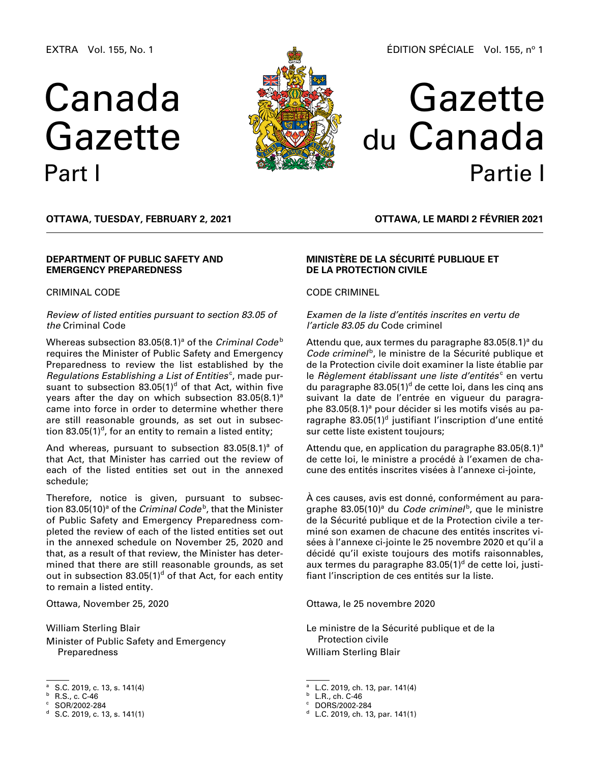EXTRA Vol. 155, No. 1

ÉDITION SPÉCIALE Vol. 155, nº 1

# Canada Gazette Part I

# Gazette du Canada Partie I

**OTTAWA, TUESDAY, FEBRUARY 2, 2021**

**OTTAWA, LE MARDI 2 FÉVRIER 2021**

## DEPARTMENT OF PUBLIC SAFETY AND EMERGENCY PREPAREDNESS

CRIMINAL CODE

*Review of listed entities pursuant to section 83.05 of the* Criminal Code

Whereas subsection 83.05(8.1)[a] of the *Criminal Code*[b] requires the Minister of Public Safety and Emergency Preparedness to review the list established by the *Regulations Establishing a List of Entities*[c], made pursuant to subsection 83.05(1)[d] of that Act, within five years after the day on which subsection 83.05(8.1)[a] came into force in order to determine whether there are still reasonable grounds, as set out in subsection 83.05(1)[d], for an entity to remain a listed entity;

And whereas, pursuant to subsection 83.05(8.1)[a] of that Act, that Minister has carried out the review of each of the listed entities set out in the annexed schedule;

Therefore, notice is given, pursuant to subsection 83.05(10)[a] of the *Criminal Code*[b], that the Minister of Public Safety and Emergency Preparedness completed the review of each of the listed entities set out in the annexed schedule on November 25, 2020 and that, as a result of that review, the Minister has determined that there are still reasonable grounds, as set out in subsection 83.05(1)[d] of that Act, for each entity to remain a listed entity.

Ottawa, November 25, 2020

William Sterling Blair
Minister of Public Safety and Emergency Preparedness

[a] S.C. 2019, c. 13, s. 141(4)
[b] R.S., c. C-46
[c] SOR/2002-284
[d] S.C. 2019, c. 13, s. 141(1)

## MINISTÈRE DE LA SÉCURITÉ PUBLIQUE ET DE LA PROTECTION CIVILE

CODE CRIMINEL

*Examen de la liste d'entités inscrites en vertu de l'article 83.05 du* Code criminel

Attendu que, aux termes du paragraphe 83.05(8.1)[a] du *Code criminel*[b], le ministre de la Sécurité publique et de la Protection civile doit examiner la liste établie par le *Règlement établissant une liste d'entités*[c] en vertu du paragraphe 83.05(1)[d] de cette loi, dans les cinq ans suivant la date de l'entrée en vigueur du paragraphe 83.05(8.1)[a] pour décider si les motifs visés au paragraphe 83.05(1)[d] justifiant l'inscription d'une entité sur cette liste existent toujours;

Attendu que, en application du paragraphe 83.05(8.1)[a] de cette loi, le ministre a procédé à l'examen de chacune des entités inscrites visées à l'annexe ci-jointe,

À ces causes, avis est donné, conformément au paragraphe 83.05(10)[a] du *Code criminel*[b], que le ministre de la Sécurité publique et de la Protection civile a terminé son examen de chacune des entités inscrites visées à l'annexe ci-jointe le 25 novembre 2020 et qu'il a décidé qu'il existe toujours des motifs raisonnables, aux termes du paragraphe 83.05(1)[d] de cette loi, justifiant l'inscription de ces entités sur la liste.

Ottawa, le 25 novembre 2020

Le ministre de la Sécurité publique et de la Protection civile
William Sterling Blair

[a] L.C. 2019, ch. 13, par. 141(4)
[b] L.R., ch. C-46
[c] DORS/2002-284
[d] L.C. 2019, ch. 13, par. 141(1)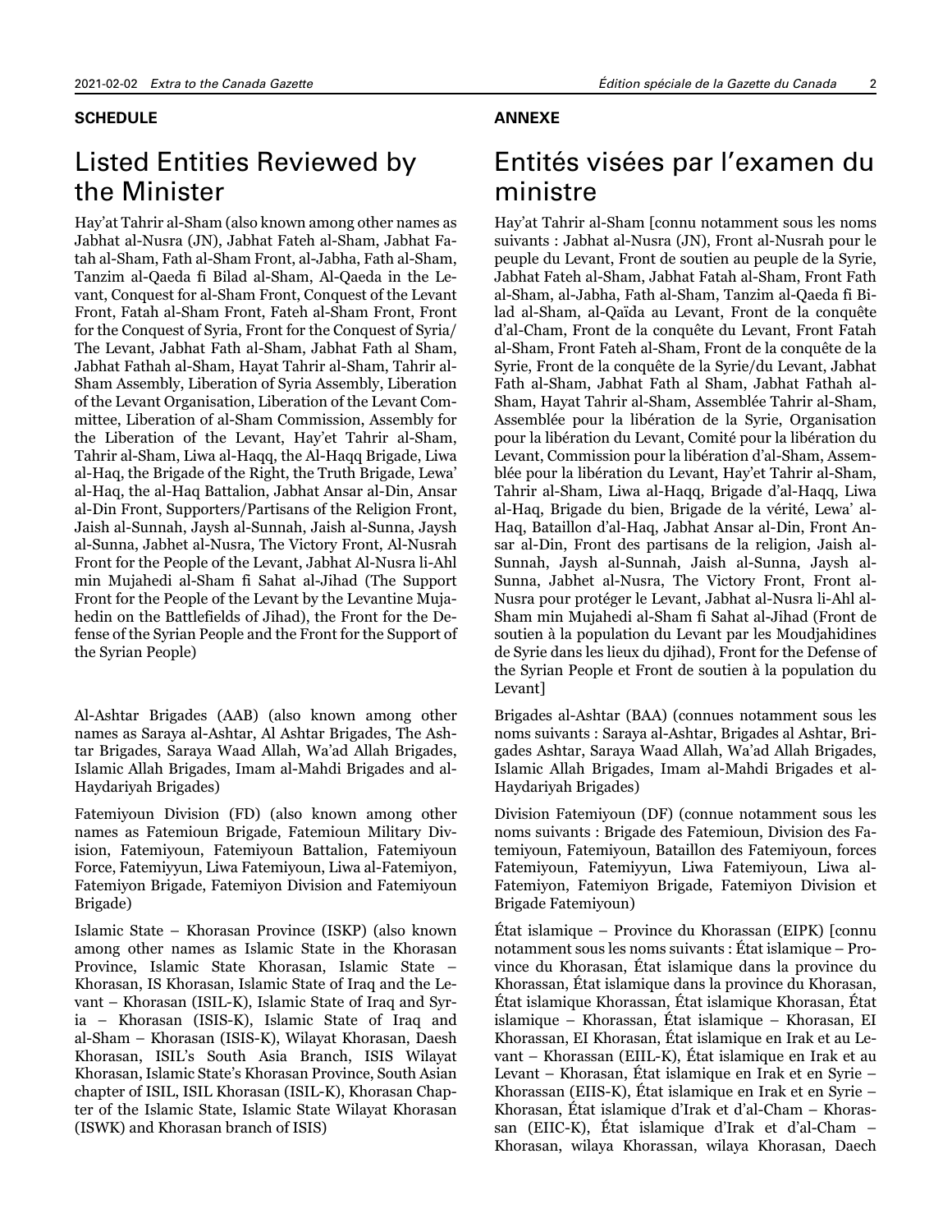**SCHEDULE**

# Listed Entities Reviewed by the Minister

Hay'at Tahrir al-Sham (also known among other names as Jabhat al-Nusra (JN), Jabhat Fateh al-Sham, Jabhat Fatah al-Sham, Fath al-Sham Front, al-Jabha, Fath al-Sham, Tanzim al-Qaeda fi Bilad al-Sham, Al-Qaeda in the Levant, Conquest for al-Sham Front, Conquest of the Levant Front, Fatah al-Sham Front, Fateh al-Sham Front, Front for the Conquest of Syria, Front for the Conquest of Syria/The Levant, Jabhat Fath al-Sham, Jabhat Fath al Sham, Jabhat Fathah al-Sham, Hayat Tahrir al-Sham, Tahrir al-Sham Assembly, Liberation of Syria Assembly, Liberation of the Levant Organisation, Liberation of the Levant Committee, Liberation of al-Sham Commission, Assembly for the Liberation of the Levant, Hay'et Tahrir al-Sham, Tahrir al-Sham, Liwa al-Haqq, the Al-Haqq Brigade, Liwa al-Haq, the Brigade of the Right, the Truth Brigade, Lewa' al-Haq, the al-Haq Battalion, Jabhat Ansar al-Din, Ansar al-Din Front, Supporters/Partisans of the Religion Front, Jaish al-Sunnah, Jaysh al-Sunnah, Jaish al-Sunna, Jaysh al-Sunna, Jabhet al-Nusra, The Victory Front, Al-Nusrah Front for the People of the Levant, Jabhat Al-Nusra li-Ahl min Mujahedi al-Sham fi Sahat al-Jihad (The Support Front for the People of the Levant by the Levantine Mujahedin on the Battlefields of Jihad), the Front for the Defense of the Syrian People and the Front for the Support of the Syrian People)

Al-Ashtar Brigades (AAB) (also known among other names as Saraya al-Ashtar, Al Ashtar Brigades, The Ashtar Brigades, Saraya Waad Allah, Wa'ad Allah Brigades, Islamic Allah Brigades, Imam al-Mahdi Brigades and al-Haydariyah Brigades)

Fatemiyoun Division (FD) (also known among other names as Fatemioun Brigade, Fatemioun Military Division, Fatemiyoun, Fatemiyoun Battalion, Fatemiyoun Force, Fatemiyyun, Liwa Fatemiyoun, Liwa al-Fatemiyon, Fatemiyon Brigade, Fatemiyon Division and Fatemiyoun Brigade)

Islamic State – Khorasan Province (ISKP) (also known among other names as Islamic State in the Khorasan Province, Islamic State Khorasan, Islamic State – Khorasan, IS Khorasan, Islamic State of Iraq and the Levant – Khorasan (ISIL-K), Islamic State of Iraq and Syria – Khorasan (ISIS-K), Islamic State of Iraq and al-Sham – Khorasan (ISIS-K), Wilayat Khorasan, Daesh Khorasan, ISIL's South Asia Branch, ISIS Wilayat Khorasan, Islamic State's Khorasan Province, South Asian chapter of ISIL, ISIL Khorasan (ISIL-K), Khorasan Chapter of the Islamic State, Islamic State Wilayat Khorasan (ISWK) and Khorasan branch of ISIS)

**ANNEXE**

# Entités visées par l'examen du ministre

Hay'at Tahrir al-Sham [connu notamment sous les noms suivants : Jabhat al-Nusra (JN), Front al-Nusrah pour le peuple du Levant, Front de soutien au peuple de la Syrie, Jabhat Fateh al-Sham, Jabhat Fatah al-Sham, Front Fath al-Sham, al-Jabha, Fath al-Sham, Tanzim al-Qaeda fi Bilad al-Sham, al-Qaïda au Levant, Front de la conquête d'al-Cham, Front de la conquête du Levant, Front Fatah al-Sham, Front Fateh al-Sham, Front de la conquête de la Syrie, Front de la conquête de la Syrie/du Levant, Jabhat Fath al-Sham, Jabhat Fath al Sham, Jabhat Fathah al-Sham, Hayat Tahrir al-Sham, Assemblée Tahrir al-Sham, Assemblée pour la libération de la Syrie, Organisation pour la libération du Levant, Comité pour la libération du Levant, Commission pour la libération d'al-Sham, Assemblée pour la libération du Levant, Hay'et Tahrir al-Sham, Tahrir al-Sham, Liwa al-Haqq, Brigade d'al-Haqq, Liwa al-Haq, Brigade du bien, Brigade de la vérité, Lewa' al-Haq, Bataillon d'al-Haq, Jabhat Ansar al-Din, Front Ansar al-Din, Front des partisans de la religion, Jaish al-Sunnah, Jaysh al-Sunnah, Jaish al-Sunna, Jaysh al-Sunna, Jabhet al-Nusra, The Victory Front, Front al-Nusra pour protéger le Levant, Jabhat al-Nusra li-Ahl al-Sham min Mujahedi al-Sham fi Sahat al-Jihad (Front de soutien à la population du Levant par les Moudjahidines de Syrie dans les lieux du djihad), Front for the Defense of the Syrian People et Front de soutien à la population du Levant]

Brigades al-Ashtar (BAA) (connues notamment sous les noms suivants : Saraya al-Ashtar, Brigades al Ashtar, Brigades Ashtar, Saraya Waad Allah, Wa'ad Allah Brigades, Islamic Allah Brigades, Imam al-Mahdi Brigades et al-Haydariyah Brigades)

Division Fatemiyoun (DF) (connue notamment sous les noms suivants : Brigade des Fatemioun, Division des Fatemiyoun, Fatemiyoun, Bataillon des Fatemiyoun, forces Fatemiyoun, Fatemiyyun, Liwa Fatemiyoun, Liwa al-Fatemiyon, Fatemiyon Brigade, Fatemiyon Division et Brigade Fatemiyoun)

État islamique – Province du Khorassan (EIPK) [connu notamment sous les noms suivants : État islamique – Province du Khorasan, État islamique dans la province du Khorassan, État islamique dans la province du Khorasan, État islamique Khorassan, État islamique Khorasan, État islamique – Khorassan, État islamique – Khorasan, EI Khorassan, EI Khorasan, État islamique en Irak et au Levant – Khorassan (EIIL-K), État islamique en Irak et au Levant – Khorasan, État islamique en Irak et en Syrie – Khorassan (EIIS-K), État islamique en Irak et en Syrie – Khorasan, État islamique d'Irak et d'al-Cham – Khorassan (EIIC-K), État islamique d'Irak et d'al-Cham – Khorasan, wilaya Khorassan, wilaya Khorasan, Daech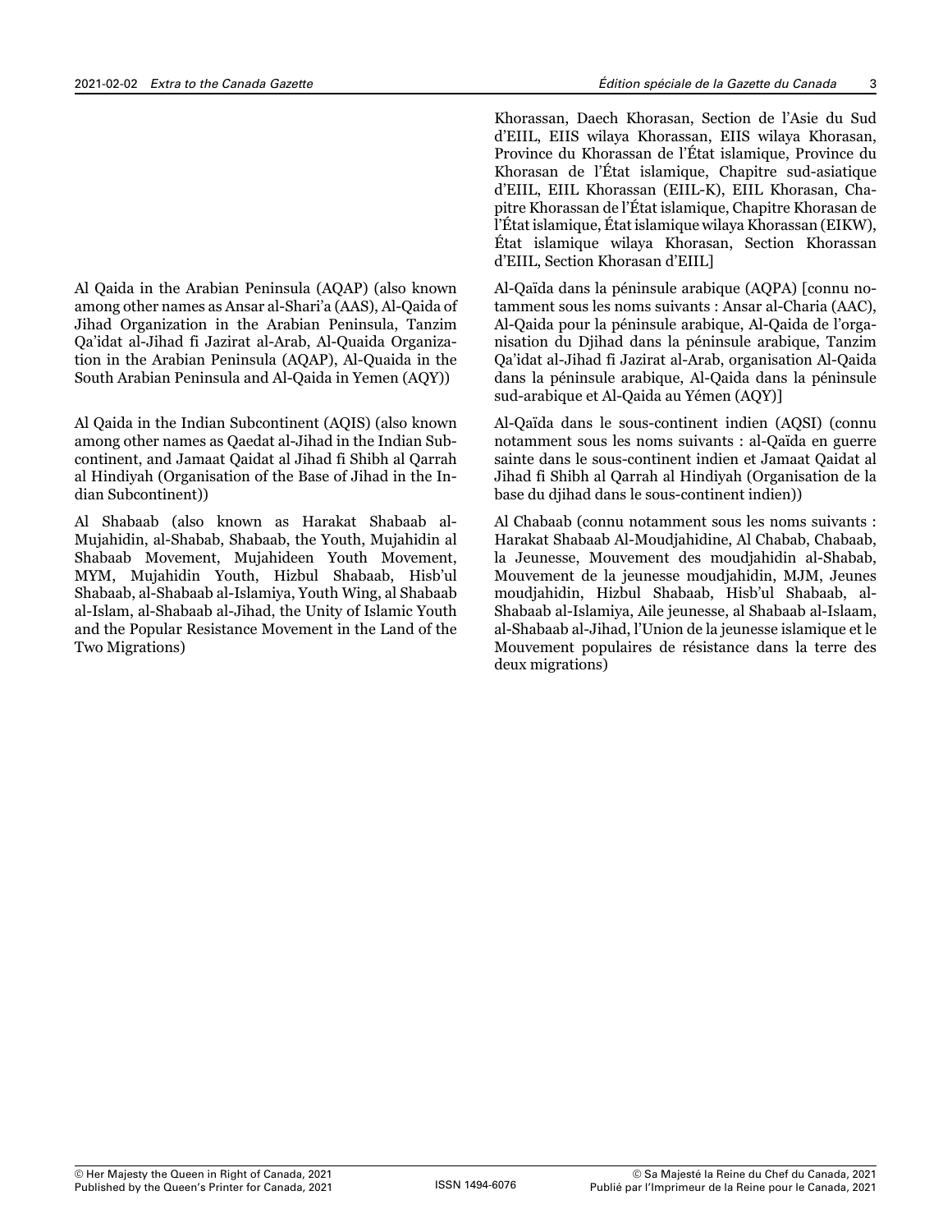Khorassan, Daech Khorasan, Section de l'Asie du Sud d'EIIL, EIIS wilaya Khorassan, EIIS wilaya Khorasan, Province du Khorassan de l'État islamique, Province du Khorasan de l'État islamique, Chapitre sud-asiatique d'EIIL, EIIL Khorassan (EIIL-K), EIIL Khorasan, Chapitre Khorassan de l'État islamique, Chapitre Khorasan de l'État islamique, État islamique wilaya Khorassan (EIKW), État islamique wilaya Khorasan, Section Khorassan d'EIIL, Section Khorasan d'EIIL]

Al Qaida in the Arabian Peninsula (AQAP) (also known among other names as Ansar al-Shari'a (AAS), Al-Qaida of Jihad Organization in the Arabian Peninsula, Tanzim Qa'idat al-Jihad fi Jazirat al-Arab, Al-Quaida Organization in the Arabian Peninsula (AQAP), Al-Quaida in the South Arabian Peninsula and Al-Qaida in Yemen (AQY))

Al-Qaïda dans la péninsule arabique (AQPA) [connu notamment sous les noms suivants : Ansar al-Charia (AAC), Al-Qaida pour la péninsule arabique, Al-Qaida de l'organisation du Djihad dans la péninsule arabique, Tanzim Qa'idat al-Jihad fi Jazirat al-Arab, organisation Al-Qaida dans la péninsule arabique, Al-Qaida dans la péninsule sud-arabique et Al-Qaida au Yémen (AQY)]

Al Qaida in the Indian Subcontinent (AQIS) (also known among other names as Qaedat al-Jihad in the Indian Subcontinent, and Jamaat Qaidat al Jihad fi Shibh al Qarrah al Hindiyah (Organisation of the Base of Jihad in the Indian Subcontinent))

Al-Qaïda dans le sous-continent indien (AQSI) (connu notamment sous les noms suivants : al-Qaïda en guerre sainte dans le sous-continent indien et Jamaat Qaidat al Jihad fi Shibh al Qarrah al Hindiyah (Organisation de la base du djihad dans le sous-continent indien))

Al Shabaab (also known as Harakat Shabaab al-Mujahidin, al-Shabab, Shabaab, the Youth, Mujahidin al Shabaab Movement, Mujahideen Youth Movement, MYM, Mujahidin Youth, Hizbul Shabaab, Hisb'ul Shabaab, al-Shabaab al-Islamiya, Youth Wing, al Shabaab al-Islam, al-Shabaab al-Jihad, the Unity of Islamic Youth and the Popular Resistance Movement in the Land of the Two Migrations)

Al Chabaab (connu notamment sous les noms suivants : Harakat Shabaab Al-Moudjahidine, Al Chabab, Chabaab, la Jeunesse, Mouvement des moudjahidin al-Shabab, Mouvement de la jeunesse moudjahidin, MJM, Jeunes moudjahidin, Hizbul Shabaab, Hisb'ul Shabaab, al-Shabaab al-Islamiya, Aile jeunesse, al Shabaab al-Islaam, al-Shabaab al-Jihad, l'Union de la jeunesse islamique et le Mouvement populaires de résistance dans la terre des deux migrations)

© Her Majesty the Queen in Right of Canada, 2021
Published by the Queen's Printer for Canada, 2021

ISSN 1494-6076

© Sa Majesté la Reine du Chef du Canada, 2021
Publié par l'Imprimeur de la Reine pour le Canada, 2021